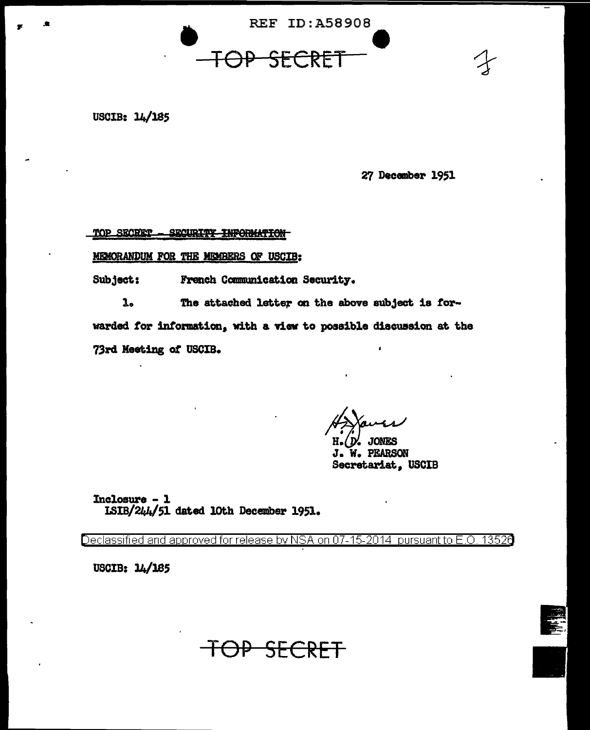REF ID:A58908

~~TOP SECRET~~

USCIB: 14/185

27 December 1951

~~TOP SECRET - SECURITY INFORMATION~~

MEMORANDUM FOR THE MEMBERS OF USCIB:

Subject: French Communication Security.

1. The attached letter on the above subject is forwarded for information, with a view to possible discussion at the 73rd Meeting of USCIB.

H. D. JONES
J. W. PEARSON
Secretariat, USCIB

Inclosure - 1
ISIB/244/51 dated 10th December 1951.

Declassified and approved for release by NSA on 07-15-2014 pursuant to E.O. 13526

USCIB: 14/185

~~TOP SECRET~~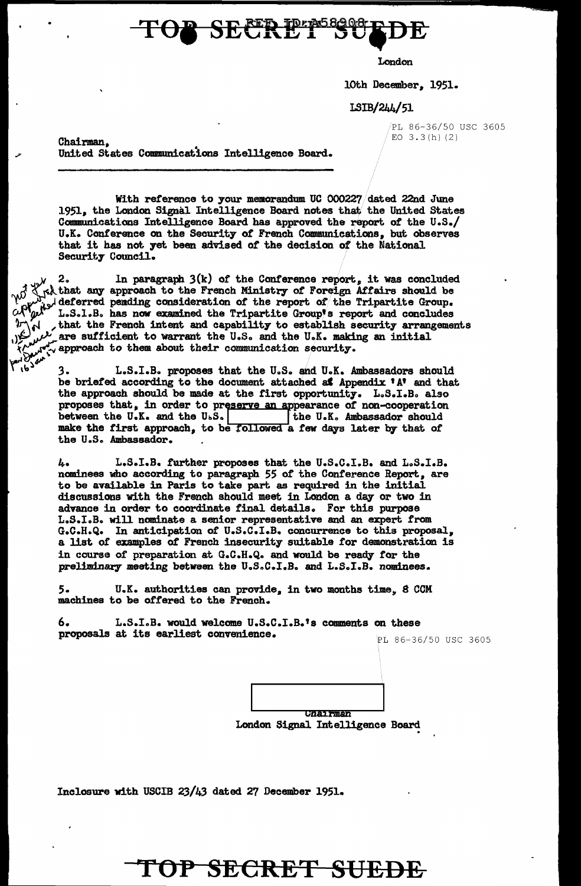TOP SECRET SUEDE

REF ID:A58908

London

10th December, 1951.

LSIB/244/51

PL 86-36/50 USC 3605
EO 3.3(h)(2)

Chairman,
United States Communications Intelligence Board.

With reference to your memorandum UC 000227 dated 22nd June 1951, the London Signal Intelligence Board notes that the United States Communications Intelligence Board has approved the report of the U.S./U.K. Conference on the Security of French Communications, but observes that it has not yet been advised of the decision of the National Security Council.

2. In paragraph 3(k) of the Conference report, it was concluded that any approach to the French Ministry of Foreign Affairs should be deferred pending consideration of the report of the Tripartite Group. L.S.I.B. has now examined the Tripartite Group's report and concludes that the French intent and capability to establish security arrangements are sufficient to warrant the U.S. and the U.K. making an initial approach to them about their communication security.

3. L.S.I.B. proposes that the U.S. and U.K. Ambassadors should be briefed according to the document attached at Appendix 'A' and that the approach should be made at the first opportunity. L.S.I.B. also proposes that, in order to preserve an appearance of non-cooperation between the U.K. and the U.S. [redacted] the U.K. Ambassador should make the first approach, to be followed a few days later by that of the U.S. Ambassador.

4. L.S.I.B. further proposes that the U.S.C.I.B. and L.S.I.B. nominees who according to paragraph 55 of the Conference Report, are to be available in Paris to take part as required in the initial discussions with the French should meet in London a day or two in advance in order to coordinate final details. For this purpose L.S.I.B. will nominate a senior representative and an expert from G.C.H.Q. In anticipation of U.S.C.I.B. concurrence to this proposal, a list of examples of French insecurity suitable for demonstration is in course of preparation at G.C.H.Q. and would be ready for the preliminary meeting between the U.S.C.I.B. and L.S.I.B. nominees.

5. U.K. authorities can provide, in two months time, 8 CCM machines to be offered to the French.

6. L.S.I.B. would welcome U.S.C.I.B.'s comments on these proposals at its earliest convenience.

PL 86-36/50 USC 3605

[redacted]
Chairman
London Signal Intelligence Board

Inclosure with USCIB 23/43 dated 27 December 1951.

TOP SECRET SUEDE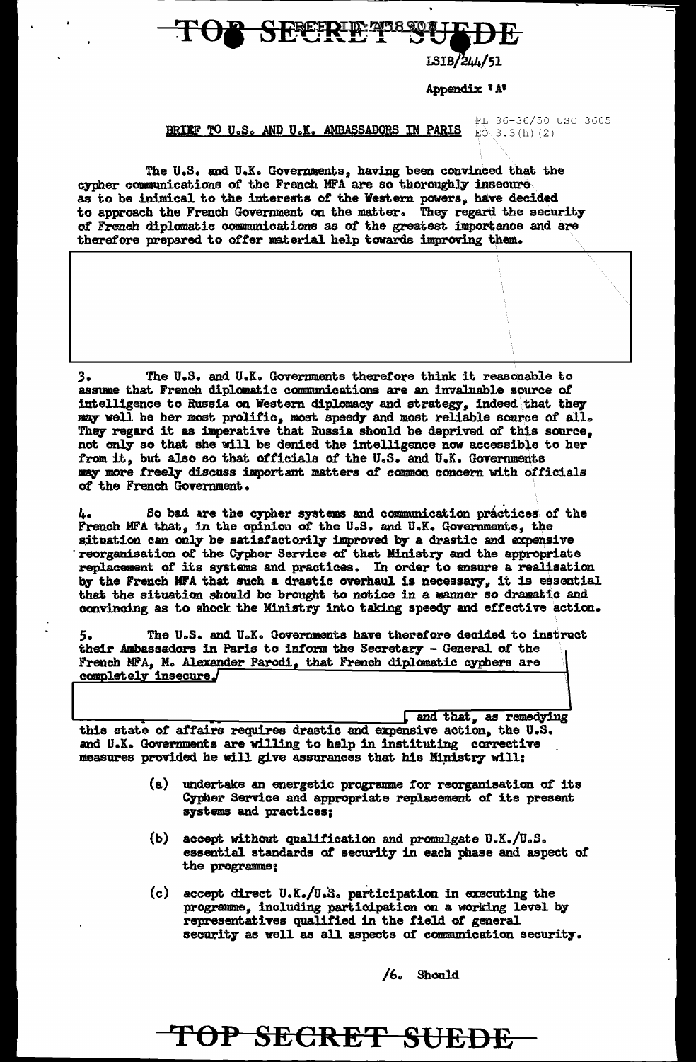TOP SECRET SUEDE

LSIB/244/51

Appendix 'A'

PL 86-36/50 USC 3605
EO 3.3(h)(2)

BRIEF TO U.S. AND U.K. AMBASSADORS IN PARIS

The U.S. and U.K. Governments, having been convinced that the cypher communications of the French MFA are so thoroughly insecure as to be inimical to the interests of the Western powers, have decided to approach the French Government on the matter. They regard the security of French diplomatic communications as of the greatest importance and are therefore prepared to offer material help towards improving them.

3. The U.S. and U.K. Governments therefore think it reasonable to assume that French diplomatic communications are an invaluable source of intelligence to Russia on Western diplomacy and strategy, indeed that they may well be her most prolific, most speedy and most reliable source of all. They regard it as imperative that Russia should be deprived of this source, not only so that she will be denied the intelligence now accessible to her from it, but also so that officials of the U.S. and U.K. Governments may more freely discuss important matters of common concern with officials of the French Government.

4. So bad are the cypher systems and communication practices of the French MFA that, in the opinion of the U.S. and U.K. Governments, the situation can only be satisfactorily improved by a drastic and expensive reorganisation of the Cypher Service of that Ministry and the appropriate replacement of its systems and practices. In order to ensure a realisation by the French MFA that such a drastic overhaul is necessary, it is essential that the situation should be brought to notice in a manner so dramatic and convincing as to shock the Ministry into taking speedy and effective action.

5. The U.S. and U.K. Governments have therefore decided to instruct their Ambassadors in Paris to inform the Secretary - General of the French MFA, M. Alexander Parodi, that French diplomatic cyphers are completely insecure, and that, as remedying this state of affairs requires drastic and expensive action, the U.S. and U.K. Governments are willing to help in instituting corrective measures provided he will give assurances that his Ministry will:

(a) undertake an energetic programme for reorganisation of its Cypher Service and appropriate replacement of its present systems and practices;

(b) accept without qualification and promulgate U.K./U.S. essential standards of security in each phase and aspect of the programme;

(c) accept direct U.K./U.S. participation in executing the programme, including participation on a working level by representatives qualified in the field of general security as well as all aspects of communication security.

/6. Should

TOP SECRET SUEDE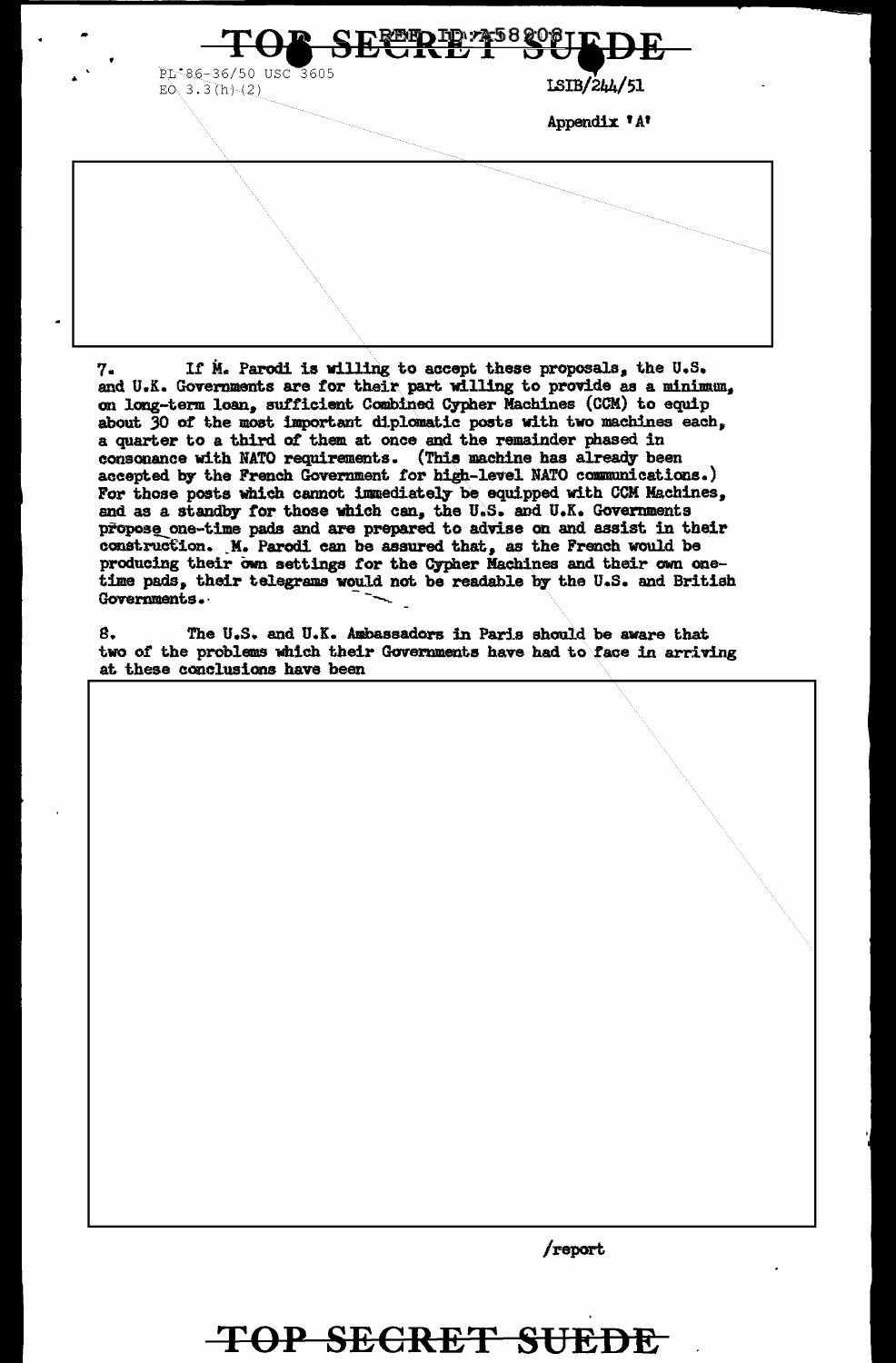PL 86-36/50 USC 3605
EO 3.3(h)(2)

LSIB/244/51

Appendix 'A'

7. If M. Parodi is willing to accept these proposals, the U.S. and U.K. Governments are for their part willing to provide as a minimum, on long-term loan, sufficient Combined Cypher Machines (CCM) to equip about 30 of the most important diplomatic posts with two machines each, a quarter to a third of them at once and the remainder phased in consonance with NATO requirements. (This machine has already been accepted by the French Government for high-level NATO communications.) For those posts which cannot immediately be equipped with CCM Machines, and as a standby for those which can, the U.S. and U.K. Governments propose one-time pads and are prepared to advise on and assist in their construction. M. Parodi can be assured that, as the French would be producing their own settings for the Cypher Machines and their own one-time pads, their telegrams would not be readable by the U.S. and British Governments.

8. The U.S. and U.K. Ambassadors in Paris should be aware that two of the problems which their Governments have had to face in arriving at these conclusions have been

/report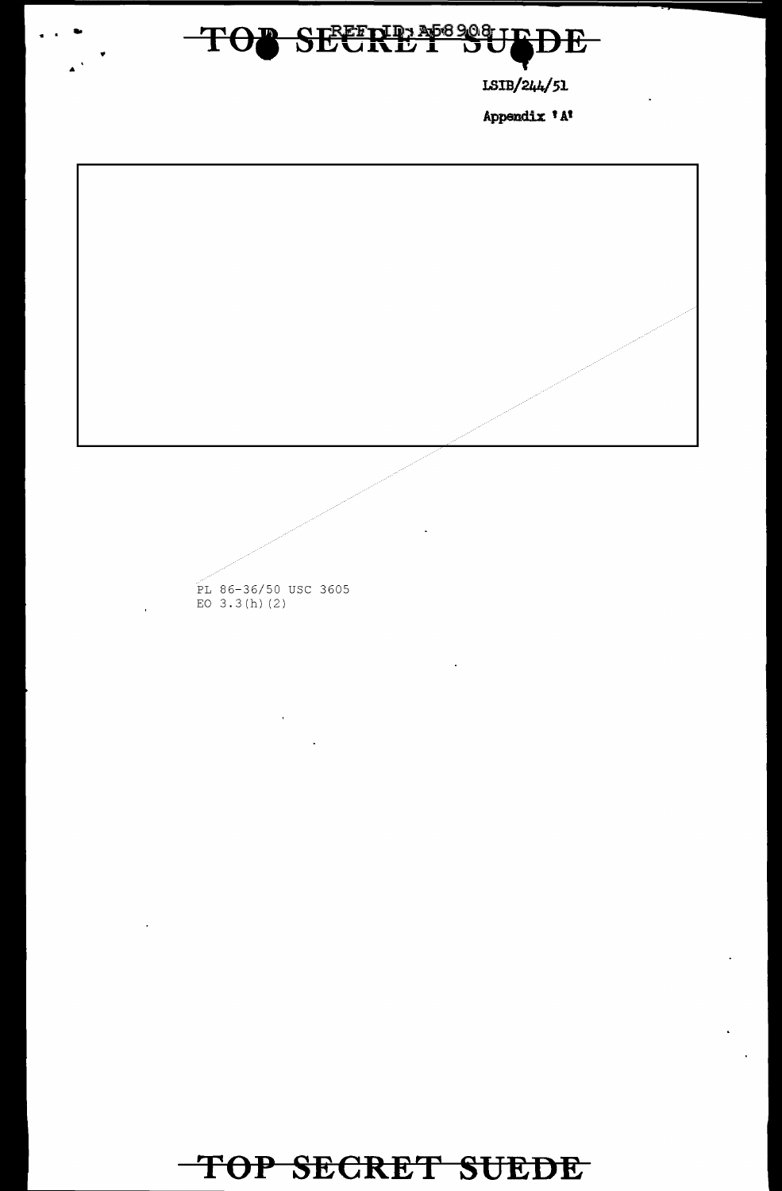LSIB/244/51

Appendix 'A'

PL 86-36/50 USC 3605
EO 3.3(h)(2)